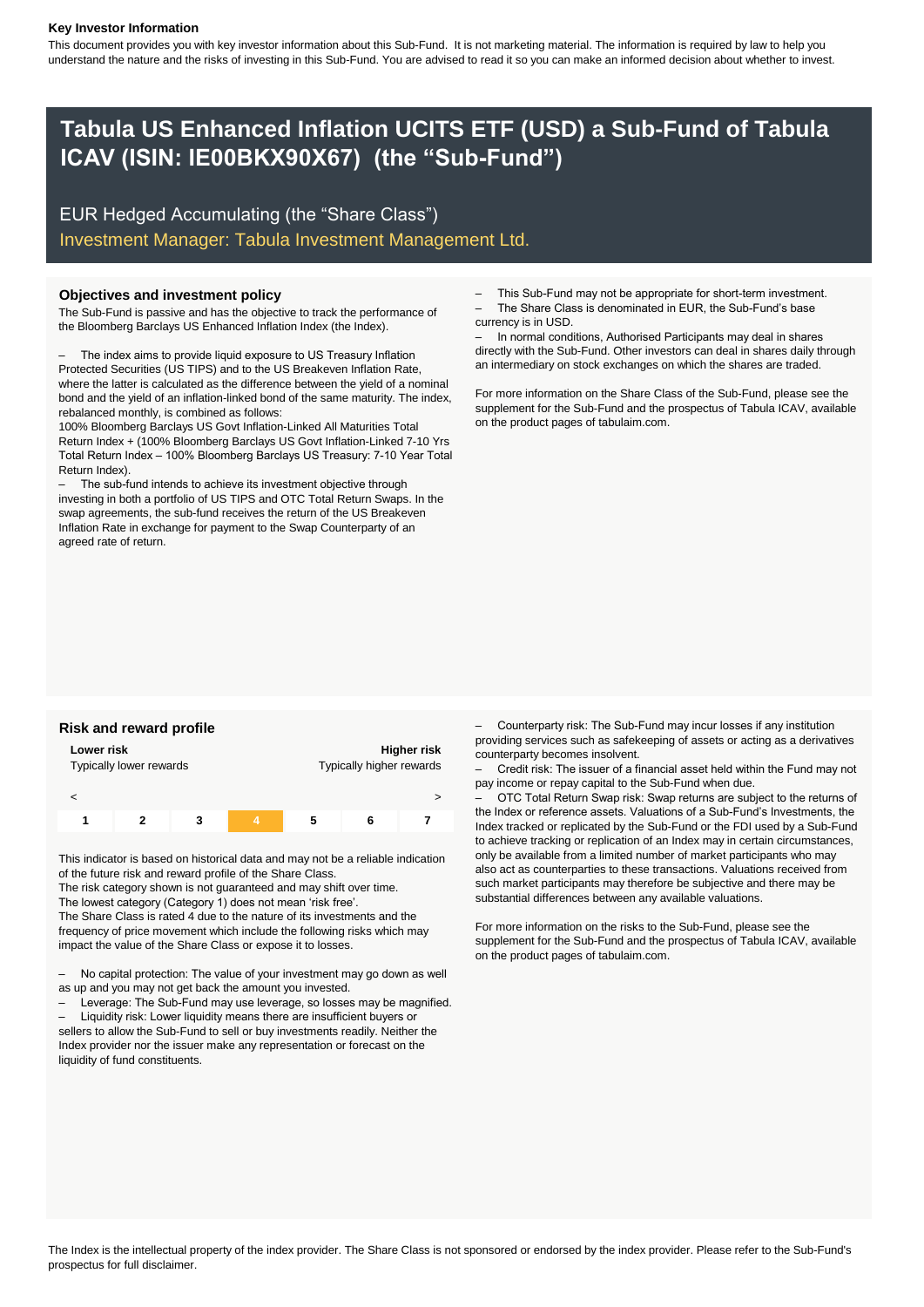**Key Investor Information**

This document provides you with key investor information about this Sub-Fund. It is not marketing material. The information is required by law to help you understand the nature and the risks of investing in this Sub-Fund. You are advised to read it so you can make an informed decision about whether to invest.

# Tabula US Enhanced Inflation UCITS ETF (USD) a Sub-Fund of Tabula ICAV (ISIN: IE00BKX90X67) (the "Sub-Fund")

EUR Hedged Accumulating (the "Share Class")

Investment Manager: Tabula Investment Management Ltd.

## Objectives and investment policy

The Sub-Fund is passive and has the objective to track the performance of the Bloomberg Barclays US Enhanced Inflation Index (the Index).

– The index aims to provide liquid exposure to US Treasury Inflation Protected Securities (US TIPS) and to the US Breakeven Inflation Rate, where the latter is calculated as the difference between the yield of a nominal bond and the yield of an inflation-linked bond of the same maturity. The index, rebalanced monthly, is combined as follows:
100% Bloomberg Barclays US Govt Inflation-Linked All Maturities Total Return Index + (100% Bloomberg Barclays US Govt Inflation-Linked 7-10 Yrs Total Return Index – 100% Bloomberg Barclays US Treasury: 7-10 Year Total Return Index).

– The sub-fund intends to achieve its investment objective through investing in both a portfolio of US TIPS and OTC Total Return Swaps. In the swap agreements, the sub-fund receives the return of the US Breakeven Inflation Rate in exchange for payment to the Swap Counterparty of an agreed rate of return.

– This Sub-Fund may not be appropriate for short-term investment.

– The Share Class is denominated in EUR, the Sub-Fund's base currency is in USD.

– In normal conditions, Authorised Participants may deal in shares directly with the Sub-Fund. Other investors can deal in shares daily through an intermediary on stock exchanges on which the shares are traded.

For more information on the Share Class of the Sub-Fund, please see the supplement for the Sub-Fund and the prospectus of Tabula ICAV, available on the product pages of tabulaim.com.

## Risk and reward profile

| **Lower risk** Typically lower rewards | | | | | | **Higher risk** Typically higher rewards |
|---|---|---|---|---|---|---|
| < | | | | | | > |
| 1 | 2 | 3 | **4** | 5 | 6 | 7 |

This indicator is based on historical data and may not be a reliable indication of the future risk and reward profile of the Share Class.
The risk category shown is not guaranteed and may shift over time.
The lowest category (Category 1) does not mean 'risk free'.
The Share Class is rated 4 due to the nature of its investments and the frequency of price movement which include the following risks which may impact the value of the Share Class or expose it to losses.

– No capital protection: The value of your investment may go down as well as up and you may not get back the amount you invested.

– Leverage: The Sub-Fund may use leverage, so losses may be magnified.

– Liquidity risk: Lower liquidity means there are insufficient buyers or sellers to allow the Sub-Fund to sell or buy investments readily. Neither the Index provider nor the issuer make any representation or forecast on the liquidity of fund constituents.

– Counterparty risk: The Sub-Fund may incur losses if any institution providing services such as safekeeping of assets or acting as a derivatives counterparty becomes insolvent.

– Credit risk: The issuer of a financial asset held within the Fund may not pay income or repay capital to the Sub-Fund when due.

– OTC Total Return Swap risk: Swap returns are subject to the returns of the Index or reference assets. Valuations of a Sub-Fund's Investments, the Index tracked or replicated by the Sub-Fund or the FDI used by a Sub-Fund to achieve tracking or replication of an Index may in certain circumstances, only be available from a limited number of market participants who may also act as counterparties to these transactions. Valuations received from such market participants may therefore be subjective and there may be substantial differences between any available valuations.

For more information on the risks to the Sub-Fund, please see the supplement for the Sub-Fund and the prospectus of Tabula ICAV, available on the product pages of tabulaim.com.

The Index is the intellectual property of the index provider. The Share Class is not sponsored or endorsed by the index provider. Please refer to the Sub-Fund's prospectus for full disclaimer.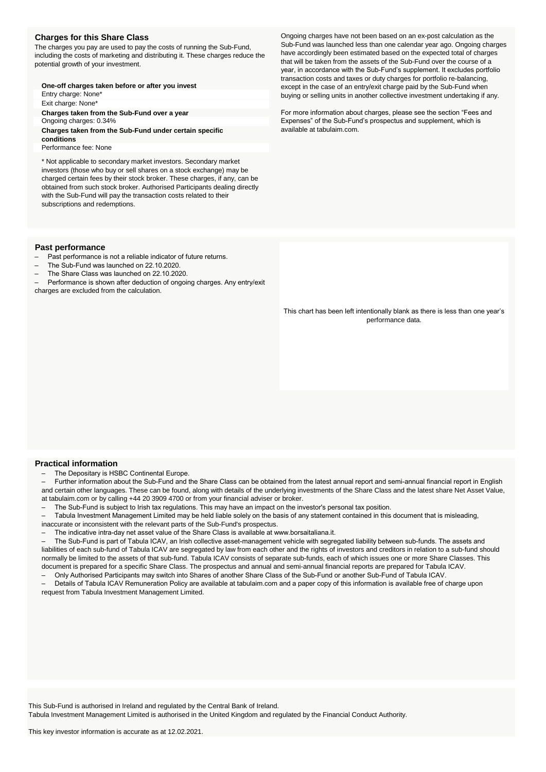## Charges for this Share Class

The charges you pay are used to pay the costs of running the Sub-Fund, including the costs of marketing and distributing it. These charges reduce the potential growth of your investment.

| | |
|---|---|
| **One-off charges taken before or after you invest** | |
| Entry charge: None* | |
| Exit charge: None* | |
| **Charges taken from the Sub-Fund over a year** | |
| Ongoing charges: 0.34% | |
| **Charges taken from the Sub-Fund under certain specific conditions** | |
| Performance fee: None | |

* Not applicable to secondary market investors. Secondary market investors (those who buy or sell shares on a stock exchange) may be charged certain fees by their stock broker. These charges, if any, can be obtained from such stock broker. Authorised Participants dealing directly with the Sub-Fund will pay the transaction costs related to their subscriptions and redemptions.

Ongoing charges have not been based on an ex-post calculation as the Sub-Fund was launched less than one calendar year ago. Ongoing charges have accordingly been estimated based on the expected total of charges that will be taken from the assets of the Sub-Fund over the course of a year, in accordance with the Sub-Fund's supplement. It excludes portfolio transaction costs and taxes or duty charges for portfolio re-balancing, except in the case of an entry/exit charge paid by the Sub-Fund when buying or selling units in another collective investment undertaking if any.

For more information about charges, please see the section "Fees and Expenses" of the Sub-Fund's prospectus and supplement, which is available at tabulaim.com.

## Past performance

- Past performance is not a reliable indicator of future returns.
- The Sub-Fund was launched on 22.10.2020.
- The Share Class was launched on 22.10.2020.
- Performance is shown after deduction of ongoing charges. Any entry/exit charges are excluded from the calculation.

This chart has been left intentionally blank as there is less than one year's performance data.

## Practical information

- The Depositary is HSBC Continental Europe.
- Further information about the Sub-Fund and the Share Class can be obtained from the latest annual report and semi-annual financial report in English and certain other languages. These can be found, along with details of the underlying investments of the Share Class and the latest share Net Asset Value, at tabulaim.com or by calling +44 20 3909 4700 or from your financial adviser or broker.
- The Sub-Fund is subject to Irish tax regulations. This may have an impact on the investor's personal tax position.
- Tabula Investment Management Limited may be held liable solely on the basis of any statement contained in this document that is misleading, inaccurate or inconsistent with the relevant parts of the Sub-Fund's prospectus.
- The indicative intra-day net asset value of the Share Class is available at www.borsaitaliana.it.
- The Sub-Fund is part of Tabula ICAV, an Irish collective asset-management vehicle with segregated liability between sub-funds. The assets and liabilities of each sub-fund of Tabula ICAV are segregated by law from each other and the rights of investors and creditors in relation to a sub-fund should normally be limited to the assets of that sub-fund. Tabula ICAV consists of separate sub-funds, each of which issues one or more Share Classes. This document is prepared for a specific Share Class. The prospectus and annual and semi-annual financial reports are prepared for Tabula ICAV.
- Only Authorised Participants may switch into Shares of another Share Class of the Sub-Fund or another Sub-Fund of Tabula ICAV.
- Details of Tabula ICAV Remuneration Policy are available at tabulaim.com and a paper copy of this information is available free of charge upon request from Tabula Investment Management Limited.

This Sub-Fund is authorised in Ireland and regulated by the Central Bank of Ireland.
Tabula Investment Management Limited is authorised in the United Kingdom and regulated by the Financial Conduct Authority.

This key investor information is accurate as at 12.02.2021.